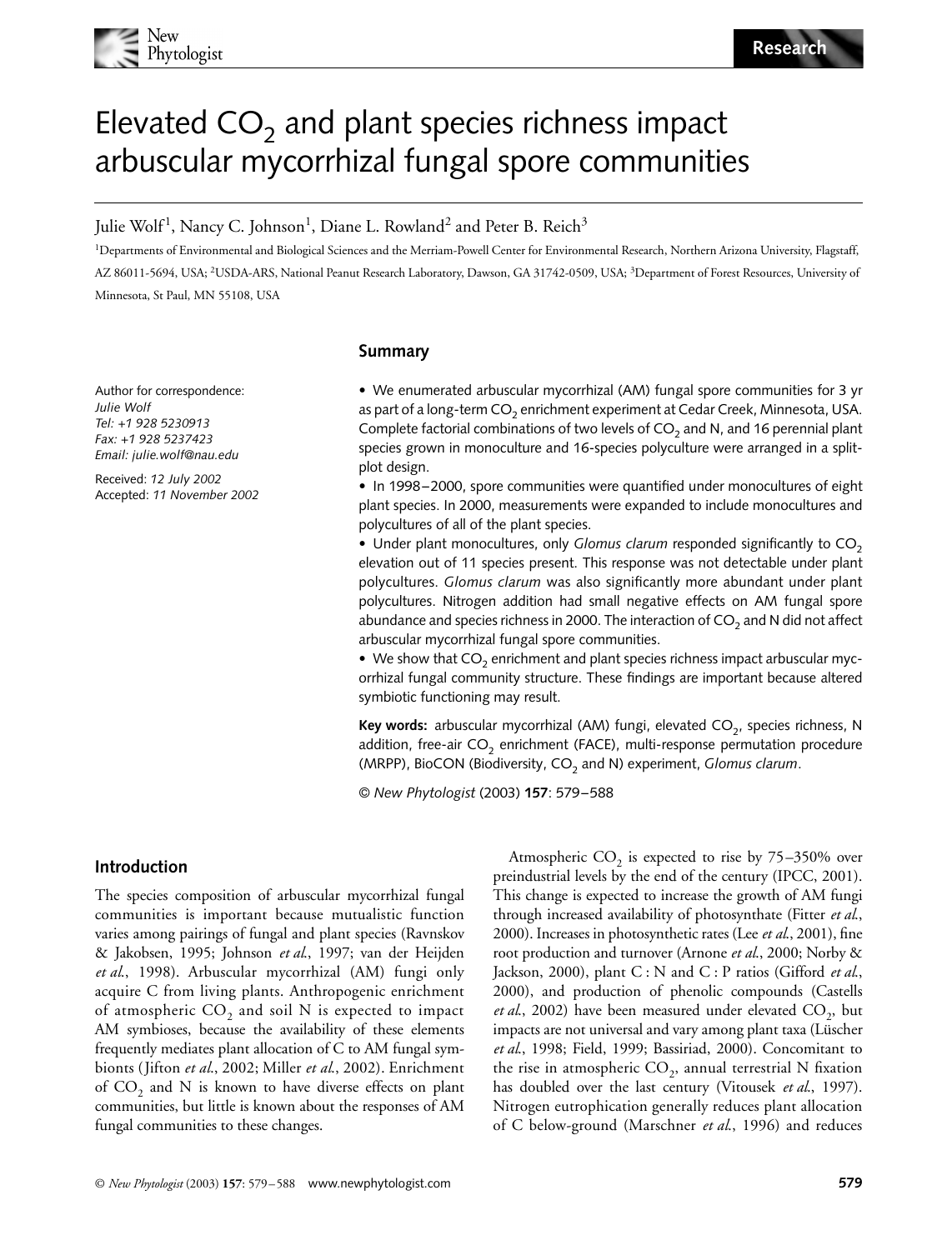# Elevated $CO_2$ and plant species richness impact arbuscular mycorrhizal fungal spore communities

Julie Wolf[1], Nancy C. Johnson[1], Diane L. Rowland[2] and Peter B. Reich[3]

[1]Departments of Environmental and Biological Sciences and the Merriam-Powell Center for Environmental Research, Northern Arizona University, Flagstaff, AZ 86011-5694, USA; [2]USDA-ARS, National Peanut Research Laboratory, Dawson, GA 31742-0509, USA; [3]Department of Forest Resources, University of Minnesota, St Paul, MN 55108, USA

Author for correspondence:
*Julie Wolf*
*Tel: +1 928 5230913*
*Fax: +1 928 5237423*
*Email: julie.wolf@nau.edu*

Received: *12 July 2002*
Accepted: *11 November 2002*

## Summary

- We enumerated arbuscular mycorrhizal (AM) fungal spore communities for 3 yr as part of a long-term $CO_2$ enrichment experiment at Cedar Creek, Minnesota, USA. Complete factorial combinations of two levels of $CO_2$ and N, and 16 perennial plant species grown in monoculture and 16-species polyculture were arranged in a split-plot design.
- In 1998–2000, spore communities were quantified under monocultures of eight plant species. In 2000, measurements were expanded to include monocultures and polycultures of all of the plant species.
- Under plant monocultures, only *Glomus clarum* responded significantly to $CO_2$ elevation out of 11 species present. This response was not detectable under plant polycultures. *Glomus clarum* was also significantly more abundant under plant polycultures. Nitrogen addition had small negative effects on AM fungal spore abundance and species richness in 2000. The interaction of $CO_2$ and N did not affect arbuscular mycorrhizal fungal spore communities.
- We show that $CO_2$ enrichment and plant species richness impact arbuscular mycorrhizal fungal community structure. These findings are important because altered symbiotic functioning may result.

**Key words:** arbuscular mycorrhizal (AM) fungi, elevated $CO_2$, species richness, N addition, free-air $CO_2$ enrichment (FACE), multi-response permutation procedure (MRPP), BioCON (Biodiversity, $CO_2$ and N) experiment, *Glomus clarum*.

© *New Phytologist* (2003) **157**: 579–588

## Introduction

The species composition of arbuscular mycorrhizal fungal communities is important because mutualistic function varies among pairings of fungal and plant species (Ravnskov & Jakobsen, 1995; Johnson *et al.*, 1997; van der Heijden *et al.*, 1998). Arbuscular mycorrhizal (AM) fungi only acquire C from living plants. Anthropogenic enrichment of atmospheric $CO_2$ and soil N is expected to impact AM symbioses, because the availability of these elements frequently mediates plant allocation of C to AM fungal symbionts (Jifton *et al.*, 2002; Miller *et al.*, 2002). Enrichment of $CO_2$ and N is known to have diverse effects on plant communities, but little is known about the responses of AM fungal communities to these changes.

Atmospheric $CO_2$ is expected to rise by 75–350% over preindustrial levels by the end of the century (IPCC, 2001). This change is expected to increase the growth of AM fungi through increased availability of photosynthate (Fitter *et al.*, 2000). Increases in photosynthetic rates (Lee *et al.*, 2001), fine root production and turnover (Arnone *et al.*, 2000; Norby & Jackson, 2000), plant C : N and C : P ratios (Gifford *et al.*, 2000), and production of phenolic compounds (Castells *et al.*, 2002) have been measured under elevated $CO_2$, but impacts are not universal and vary among plant taxa (Lüscher *et al.*, 1998; Field, 1999; Bassiriad, 2000). Concomitant to the rise in atmospheric $CO_2$, annual terrestrial N fixation has doubled over the last century (Vitousek *et al.*, 1997). Nitrogen eutrophication generally reduces plant allocation of C below-ground (Marschner *et al.*, 1996) and reduces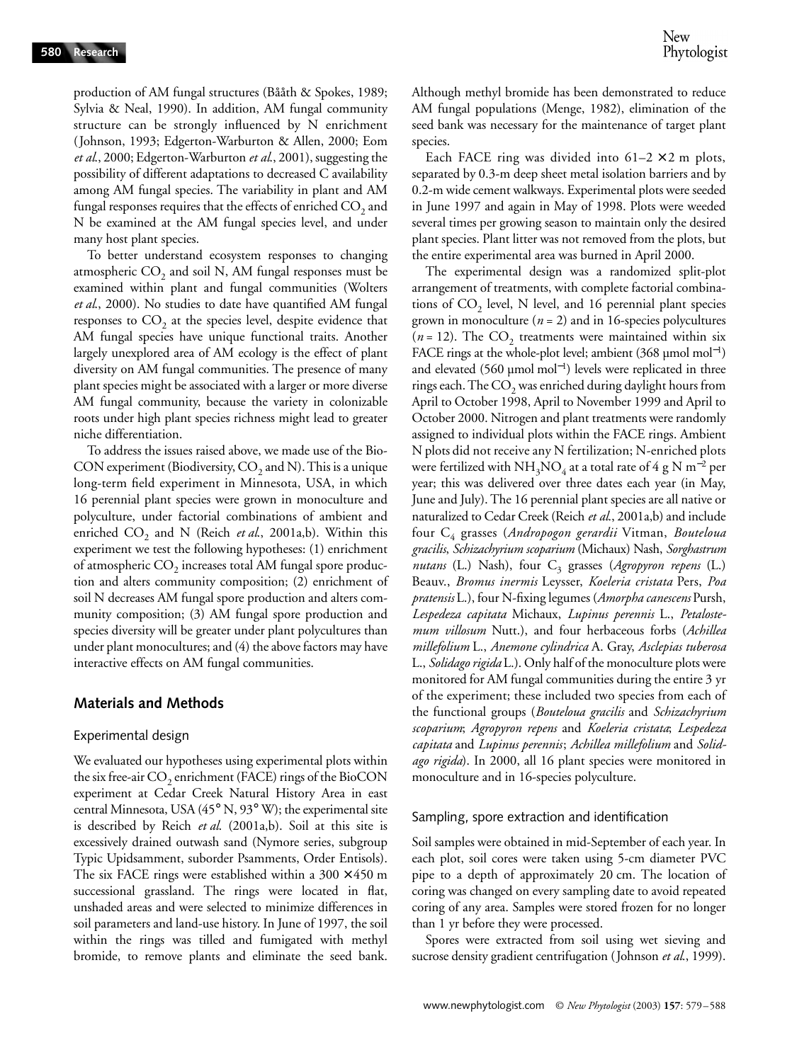production of AM fungal structures (Bååth & Spokes, 1989; Sylvia & Neal, 1990). In addition, AM fungal community structure can be strongly influenced by N enrichment (Johnson, 1993; Edgerton-Warburton & Allen, 2000; Eom *et al.*, 2000; Edgerton-Warburton *et al.*, 2001), suggesting the possibility of different adaptations to decreased C availability among AM fungal species. The variability in plant and AM fungal responses requires that the effects of enriched $CO_2$ and N be examined at the AM fungal species level, and under many host plant species.

To better understand ecosystem responses to changing atmospheric $CO_2$ and soil N, AM fungal responses must be examined within plant and fungal communities (Wolters *et al.*, 2000). No studies to date have quantified AM fungal responses to $CO_2$ at the species level, despite evidence that AM fungal species have unique functional traits. Another largely unexplored area of AM ecology is the effect of plant diversity on AM fungal communities. The presence of many plant species might be associated with a larger or more diverse AM fungal community, because the variety in colonizable roots under high plant species richness might lead to greater niche differentiation.

To address the issues raised above, we made use of the BioCON experiment (Biodiversity, $CO_2$ and N). This is a unique long-term field experiment in Minnesota, USA, in which 16 perennial plant species were grown in monoculture and polyculture, under factorial combinations of ambient and enriched $CO_2$ and N (Reich *et al.*, 2001a,b). Within this experiment we test the following hypotheses: (1) enrichment of atmospheric $CO_2$ increases total AM fungal spore production and alters community composition; (2) enrichment of soil N decreases AM fungal spore production and alters community composition; (3) AM fungal spore production and species diversity will be greater under plant polycultures than under plant monocultures; and (4) the above factors may have interactive effects on AM fungal communities.

## Materials and Methods

### Experimental design

We evaluated our hypotheses using experimental plots within the six free-air $CO_2$ enrichment (FACE) rings of the BioCON experiment at Cedar Creek Natural History Area in east central Minnesota, USA (45° N, 93° W); the experimental site is described by Reich *et al.* (2001a,b). Soil at this site is excessively drained outwash sand (Nymore series, subgroup Typic Upidsamment, suborder Psamments, Order Entisols). The six FACE rings were established within a 300 × 450 m successional grassland. The rings were located in flat, unshaded areas and were selected to minimize differences in soil parameters and land-use history. In June of 1997, the soil within the rings was tilled and fumigated with methyl bromide, to remove plants and eliminate the seed bank. Although methyl bromide has been demonstrated to reduce AM fungal populations (Menge, 1982), elimination of the seed bank was necessary for the maintenance of target plant species.

Each FACE ring was divided into 61–2 × 2 m plots, separated by 0.3-m deep sheet metal isolation barriers and by 0.2-m wide cement walkways. Experimental plots were seeded in June 1997 and again in May of 1998. Plots were weeded several times per growing season to maintain only the desired plant species. Plant litter was not removed from the plots, but the entire experimental area was burned in April 2000.

The experimental design was a randomized split-plot arrangement of treatments, with complete factorial combinations of $CO_2$ level, N level, and 16 perennial plant species grown in monoculture ($n = 2$) and in 16-species polycultures ($n = 12$). The $CO_2$ treatments were maintained within six FACE rings at the whole-plot level; ambient (368 µmol mol$^{-1}$) and elevated (560 µmol mol$^{-1}$) levels were replicated in three rings each. The $CO_2$ was enriched during daylight hours from April to October 1998, April to November 1999 and April to October 2000. Nitrogen and plant treatments were randomly assigned to individual plots within the FACE rings. Ambient N plots did not receive any N fertilization; N-enriched plots were fertilized with $NH_3NO_4$ at a total rate of 4 g N m$^{-2}$ per year; this was delivered over three dates each year (in May, June and July). The 16 perennial plant species are all native or naturalized to Cedar Creek (Reich *et al.*, 2001a,b) and include four $C_4$ grasses (*Andropogon gerardii* Vitman, *Bouteloua gracilis*, *Schizachyrium scoparium* (Michaux) Nash, *Sorghastrum nutans* (L.) Nash), four $C_3$ grasses (*Agropyron repens* (L.) Beauv., *Bromus inermis* Leysser, *Koeleria cristata* Pers, *Poa pratensis* L.), four N-fixing legumes (*Amorpha canescens* Pursh, *Lespedeza capitata* Michaux, *Lupinus perennis* L., *Petalostemum villosum* Nutt.), and four herbaceous forbs (*Achillea millefolium* L., *Anemone cylindrica* A. Gray, *Asclepias tuberosa* L., *Solidago rigida* L.). Only half of the monoculture plots were monitored for AM fungal communities during the entire 3 yr of the experiment; these included two species from each of the functional groups (*Bouteloua gracilis* and *Schizachyrium scoparium*; *Agropyron repens* and *Koeleria cristata*; *Lespedeza capitata* and *Lupinus perennis*; *Achillea millefolium* and *Solidago rigida*). In 2000, all 16 plant species were monitored in monoculture and in 16-species polyculture.

### Sampling, spore extraction and identification

Soil samples were obtained in mid-September of each year. In each plot, soil cores were taken using 5-cm diameter PVC pipe to a depth of approximately 20 cm. The location of coring was changed on every sampling date to avoid repeated coring of any area. Samples were stored frozen for no longer than 1 yr before they were processed.

Spores were extracted from soil using wet sieving and sucrose density gradient centrifugation (Johnson *et al.*, 1999).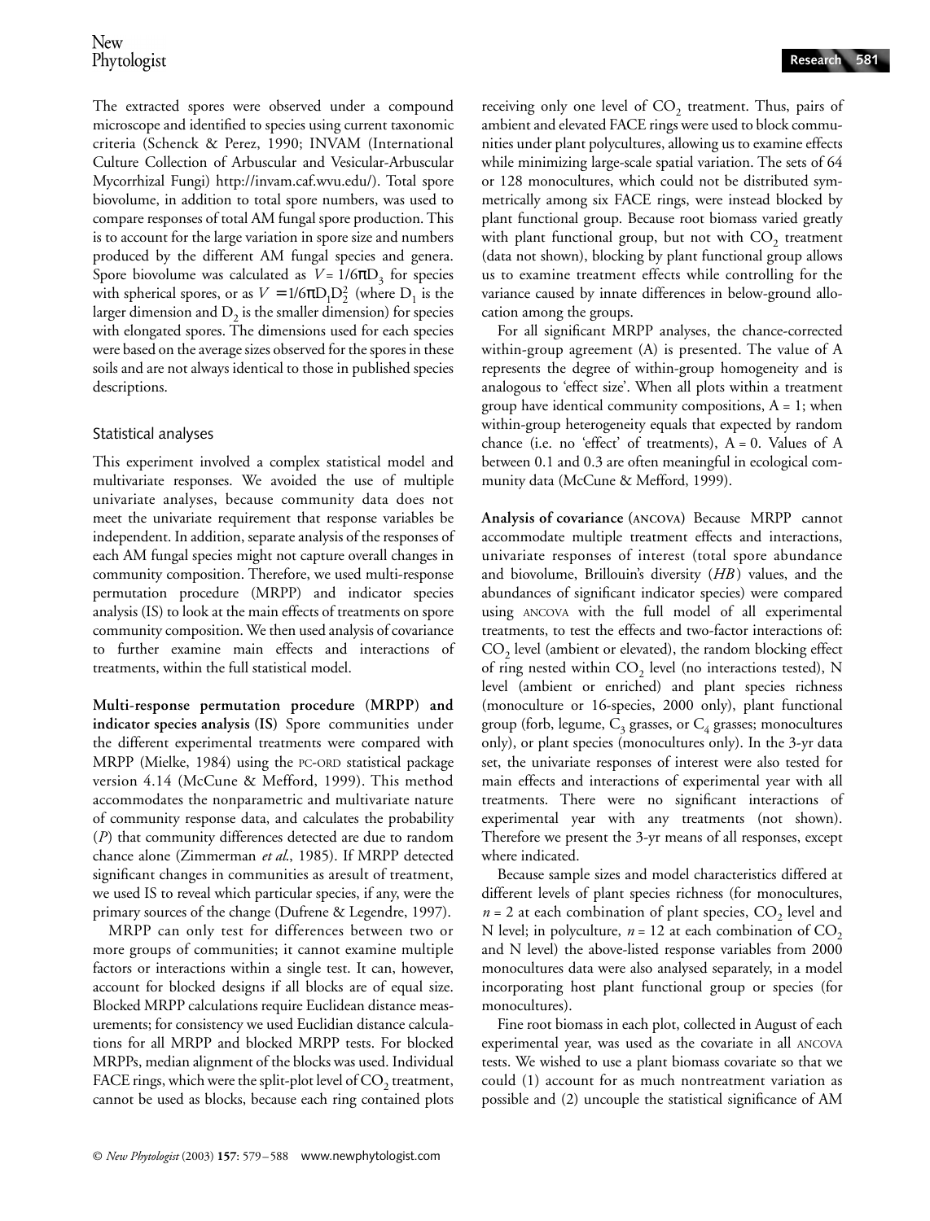The extracted spores were observed under a compound microscope and identified to species using current taxonomic criteria (Schenck & Perez, 1990; INVAM (International Culture Collection of Arbuscular and Vesicular-Arbuscular Mycorrhizal Fungi) http://invam.caf.wvu.edu/). Total spore biovolume, in addition to total spore numbers, was used to compare responses of total AM fungal spore production. This is to account for the large variation in spore size and numbers produced by the different AM fungal species and genera. Spore biovolume was calculated as $V = 1/6\pi D_3$ for species with spherical spores, or as $V = 1/6\pi D_1 D_2^2$ (where $D_1$ is the larger dimension and $D_2$ is the smaller dimension) for species with elongated spores. The dimensions used for each species were based on the average sizes observed for the spores in these soils and are not always identical to those in published species descriptions.

## Statistical analyses

This experiment involved a complex statistical model and multivariate responses. We avoided the use of multiple univariate analyses, because community data does not meet the univariate requirement that response variables be independent. In addition, separate analysis of the responses of each AM fungal species might not capture overall changes in community composition. Therefore, we used multi-response permutation procedure (MRPP) and indicator species analysis (IS) to look at the main effects of treatments on spore community composition. We then used analysis of covariance to further examine main effects and interactions of treatments, within the full statistical model.

**Multi-response permutation procedure (MRPP) and indicator species analysis (IS)** Spore communities under the different experimental treatments were compared with MRPP (Mielke, 1984) using the PC-ORD statistical package version 4.14 (McCune & Mefford, 1999). This method accommodates the nonparametric and multivariate nature of community response data, and calculates the probability ($P$) that community differences detected are due to random chance alone (Zimmerman *et al*., 1985). If MRPP detected significant changes in communities as aresult of treatment, we used IS to reveal which particular species, if any, were the primary sources of the change (Dufrene & Legendre, 1997).

MRPP can only test for differences between two or more groups of communities; it cannot examine multiple factors or interactions within a single test. It can, however, account for blocked designs if all blocks are of equal size. Blocked MRPP calculations require Euclidean distance measurements; for consistency we used Euclidian distance calculations for all MRPP and blocked MRPP tests. For blocked MRPPs, median alignment of the blocks was used. Individual FACE rings, which were the split-plot level of $CO_2$ treatment, cannot be used as blocks, because each ring contained plots receiving only one level of $CO_2$ treatment. Thus, pairs of ambient and elevated FACE rings were used to block communities under plant polycultures, allowing us to examine effects while minimizing large-scale spatial variation. The sets of 64 or 128 monocultures, which could not be distributed symmetrically among six FACE rings, were instead blocked by plant functional group. Because root biomass varied greatly with plant functional group, but not with $CO_2$ treatment (data not shown), blocking by plant functional group allows us to examine treatment effects while controlling for the variance caused by innate differences in below-ground allocation among the groups.

For all significant MRPP analyses, the chance-corrected within-group agreement (A) is presented. The value of A represents the degree of within-group homogeneity and is analogous to 'effect size'. When all plots within a treatment group have identical community compositions, A = 1; when within-group heterogeneity equals that expected by random chance (i.e. no 'effect' of treatments), A = 0. Values of A between 0.1 and 0.3 are often meaningful in ecological community data (McCune & Mefford, 1999).

**Analysis of covariance (ANCOVA)** Because MRPP cannot accommodate multiple treatment effects and interactions, univariate responses of interest (total spore abundance and biovolume, Brillouin's diversity (*HB*) values, and the abundances of significant indicator species) were compared using ANCOVA with the full model of all experimental treatments, to test the effects and two-factor interactions of: $CO_2$ level (ambient or elevated), the random blocking effect of ring nested within $CO_2$ level (no interactions tested), N level (ambient or enriched) and plant species richness (monoculture or 16-species, 2000 only), plant functional group (forb, legume, $C_3$ grasses, or $C_4$ grasses; monocultures only), or plant species (monocultures only). In the 3-yr data set, the univariate responses of interest were also tested for main effects and interactions of experimental year with all treatments. There were no significant interactions of experimental year with any treatments (not shown). Therefore we present the 3-yr means of all responses, except where indicated.

Because sample sizes and model characteristics differed at different levels of plant species richness (for monocultures, $n = 2$ at each combination of plant species, $CO_2$ level and N level; in polyculture, $n = 12$ at each combination of $CO_2$ and N level) the above-listed response variables from 2000 monocultures data were also analysed separately, in a model incorporating host plant functional group or species (for monocultures).

Fine root biomass in each plot, collected in August of each experimental year, was used as the covariate in all ANCOVA tests. We wished to use a plant biomass covariate so that we could (1) account for as much nontreatment variation as possible and (2) uncouple the statistical significance of AM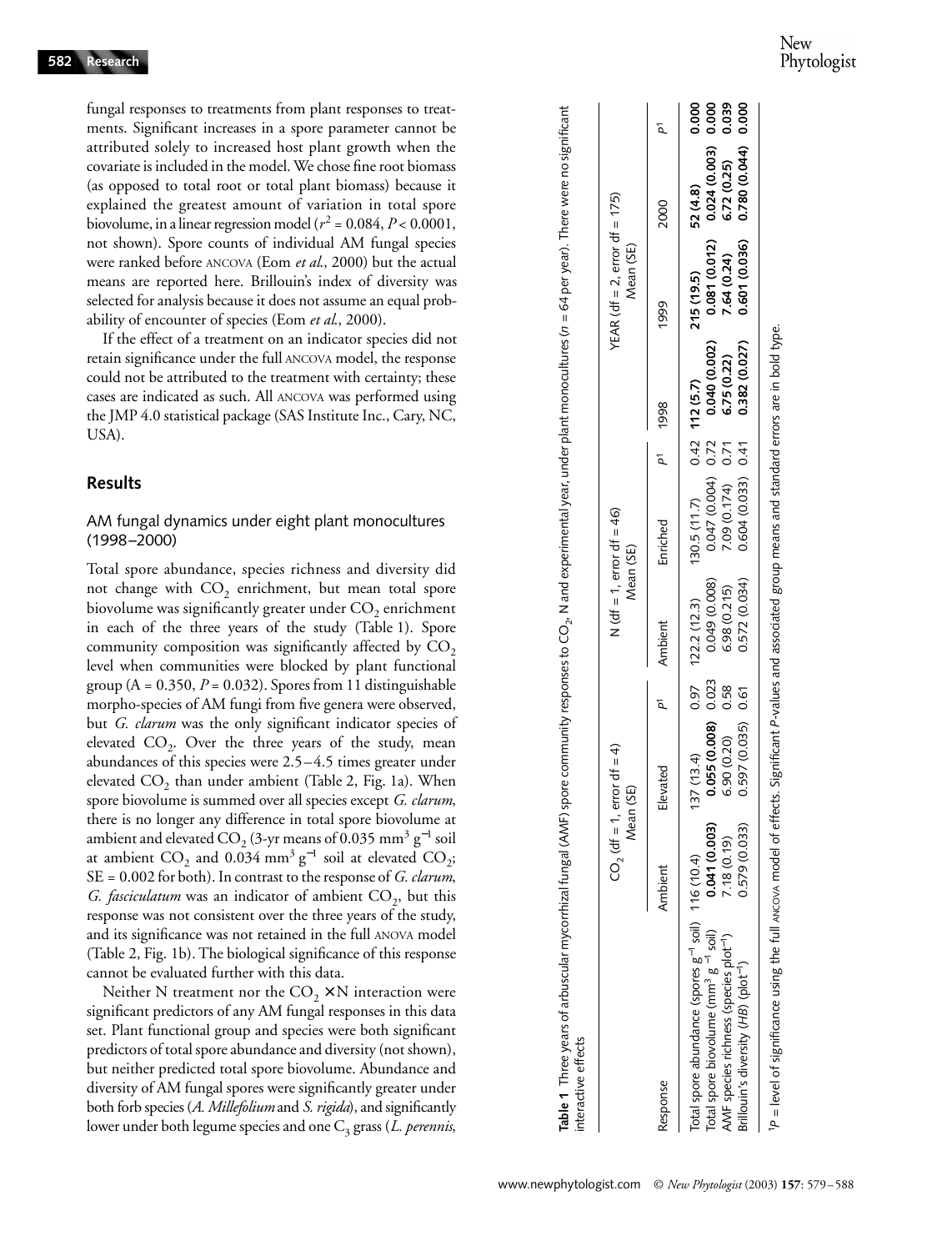fungal responses to treatments from plant responses to treatments. Significant increases in a spore parameter cannot be attributed solely to increased host plant growth when the covariate is included in the model. We chose fine root biomass (as opposed to total root or total plant biomass) because it explained the greatest amount of variation in total spore biovolume, in a linear regression model ($r^2 = 0.084$, $P < 0.0001$, not shown). Spore counts of individual AM fungal species were ranked before ANCOVA (Eom *et al.*, 2000) but the actual means are reported here. Brillouin's index of diversity was selected for analysis because it does not assume an equal probability of encounter of species (Eom *et al.*, 2000).

If the effect of a treatment on an indicator species did not retain significance under the full ANCOVA model, the response could not be attributed to the treatment with certainty; these cases are indicated as such. All ANCOVA was performed using the JMP 4.0 statistical package (SAS Institute Inc., Cary, NC, USA).

## Results

### AM fungal dynamics under eight plant monocultures (1998–2000)

Total spore abundance, species richness and diversity did not change with $CO_2$ enrichment, but mean total spore biovolume was significantly greater under $CO_2$ enrichment in each of the three years of the study (Table 1). Spore community composition was significantly affected by $CO_2$ level when communities were blocked by plant functional group ($A = 0.350$, $P = 0.032$). Spores from 11 distinguishable morpho-species of AM fungi from five genera were observed, but *G. clarum* was the only significant indicator species of elevated $CO_2$. Over the three years of the study, mean abundances of this species were 2.5–4.5 times greater under elevated $CO_2$ than under ambient (Table 2, Fig. 1a). When spore biovolume is summed over all species except *G. clarum*, there is no longer any difference in total spore biovolume at ambient and elevated $CO_2$ (3-yr means of 0.035 $mm^3\ g^{-1}$ soil at ambient $CO_2$ and 0.034 $mm^3\ g^{-1}$ soil at elevated $CO_2$; SE = 0.002 for both). In contrast to the response of *G. clarum*, *G. fasciculatum* was an indicator of ambient $CO_2$, but this response was not consistent over the three years of the study, and its significance was not retained in the full ANOVA model (Table 2, Fig. 1b). The biological significance of this response cannot be evaluated further with this data.

Neither N treatment nor the $CO_2 \times N$ interaction were significant predictors of any AM fungal responses in this data set. Plant functional group and species were both significant predictors of total spore abundance and diversity (not shown), but neither predicted total spore biovolume. Abundance and diversity of AM fungal spores were significantly greater under both forb species (*A. Millefolium* and *S. rigida*), and significantly lower under both legume species and one $C_3$ grass (*L. perennis*,

**Table 1** Three years of arbuscular mycorrhizal fungal (AMF) spore community responses to $CO_2$, N and experimental year, under plant monocultures ($n$ = 64 per year). There were no significant interactive effects

| Response | $CO_2$ (df = 1, error df = 4) Mean (SE) | | $P$[1] | N (df = 1, error df = 46) Mean (SE) | | $P$[1] | YEAR (df = 2, error df = 175) Mean (SE) | | | $P$[1] |
|---|---|---|---|---|---|---|---|---|---|---|
| | Ambient | Elevated | | Ambient | Enriched | | 1998 | 1999 | 2000 | |
| Total spore abundance (spores $g^{-1}$ soil) | 116 (10.4) | 137 (13.4) | 0.97 | 122.2 (12.3) | 130.5 (11.7) | 0.42 | **112 (5.7)** | **215 (19.5)** | **52 (4.8)** | **0.000** |
| Total spore biovolume ($mm^3\ g^{-1}$ soil) | **0.041 (0.003)** | **0.055 (0.008)** | **0.023** | 0.049 (0.008) | 0.047 (0.004) | 0.72 | **0.040 (0.002)** | **0.081 (0.012)** | **0.024 (0.003)** | **0.000** |
| AMF species richness (species $plot^{-1}$) | 7.18 (0.19) | 6.90 (0.20) | 0.58 | 6.98 (0.215) | 7.09 (0.174) | 0.71 | **6.75 (0.22)** | **7.64 (0.24)** | **6.72 (0.25)** | **0.039** |
| Brillouin's diversity ($HB$) ($plot^{-1}$) | 0.579 (0.033) | 0.597 (0.035) | 0.61 | 0.572 (0.034) | 0.604 (0.033) | 0.41 | **0.382 (0.027)** | **0.601 (0.036)** | **0.780 (0.044)** | **0.000** |

[1]$P$ = level of significance using the full ANCOVA model of effects. Significant $P$-values and associated group means and standard errors are in bold type.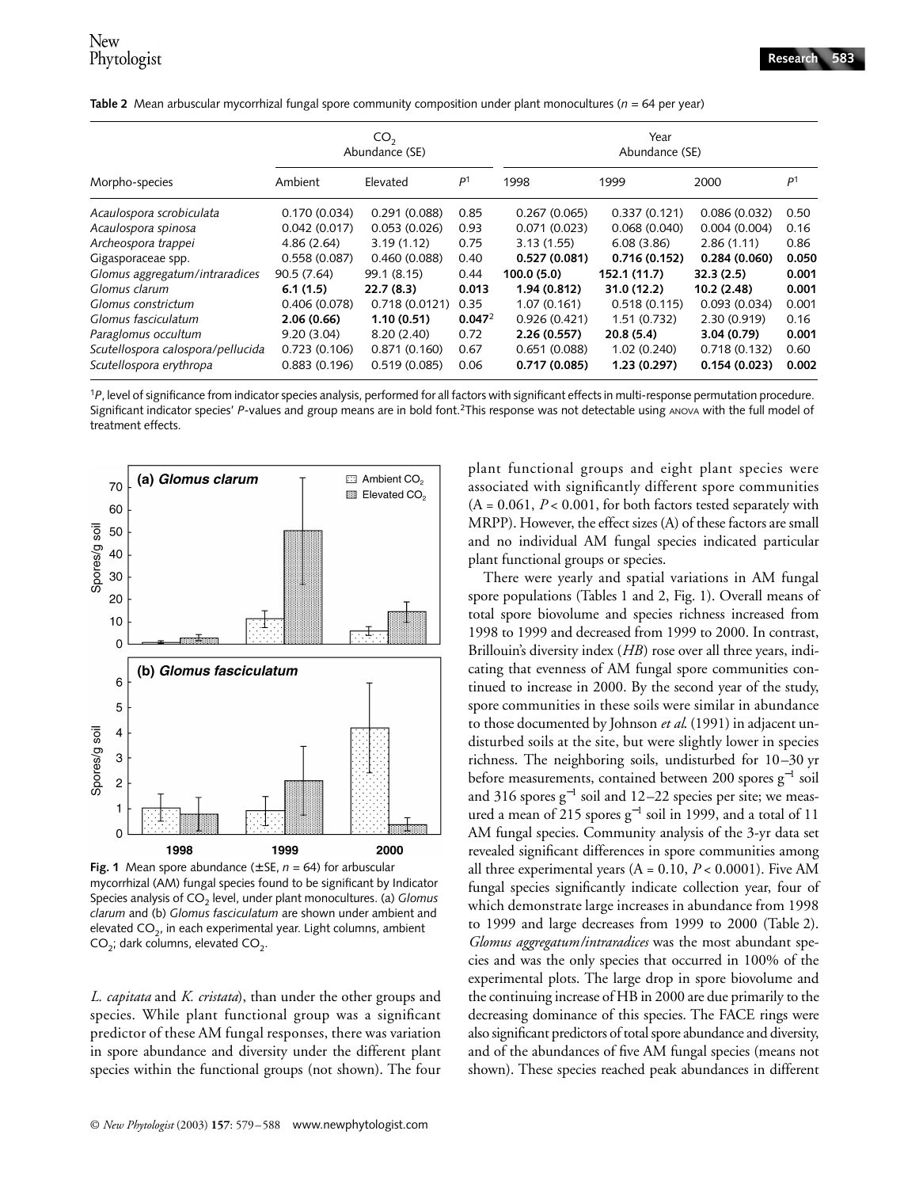**Table 2** Mean arbuscular mycorrhizal fungal spore community composition under plant monocultures (*n* = 64 per year)

| Morpho-species | $CO_2$ Abundance (SE) | | | Year Abundance (SE) | | | |
|---|---|---|---|---|---|---|---|
| | Ambient | Elevated | $P^1$ | 1998 | 1999 | 2000 | $P^1$ |
| *Acaulospora scrobiculata* | 0.170 (0.034) | 0.291 (0.088) | 0.85 | 0.267 (0.065) | 0.337 (0.121) | 0.086 (0.032) | 0.50 |
| *Acaulospora spinosa* | 0.042 (0.017) | 0.053 (0.026) | 0.93 | 0.071 (0.023) | 0.068 (0.040) | 0.004 (0.004) | 0.16 |
| *Archeospora trappei* | 4.86 (2.64) | 3.19 (1.12) | 0.75 | 3.13 (1.55) | 6.08 (3.86) | 2.86 (1.11) | 0.86 |
| Gigasporaceae spp. | 0.558 (0.087) | 0.460 (0.088) | 0.40 | **0.527 (0.081)** | **0.716 (0.152)** | **0.284 (0.060)** | **0.050** |
| *Glomus aggregatum/intraradices* | 90.5 (7.64) | 99.1 (8.15) | 0.44 | **100.0 (5.0)** | **152.1 (11.7)** | **32.3 (2.5)** | **0.001** |
| *Glomus clarum* | **6.1 (1.5)** | **22.7 (8.3)** | **0.013** | **1.94 (0.812)** | **31.0 (12.2)** | **10.2 (2.48)** | **0.001** |
| *Glomus constrictum* | 0.406 (0.078) | 0.718 (0.0121) | 0.35 | 1.07 (0.161) | 0.518 (0.115) | 0.093 (0.034) | 0.001 |
| *Glomus fasciculatum* | **2.06 (0.66)** | **1.10 (0.51)** | **0.047**[2] | 0.926 (0.421) | 1.51 (0.732) | 2.30 (0.919) | 0.16 |
| *Paraglomus occultum* | 9.20 (3.04) | 8.20 (2.40) | 0.72 | **2.26 (0.557)** | **20.8 (5.4)** | **3.04 (0.79)** | **0.001** |
| *Scutellospora calospora/pellucida* | 0.723 (0.106) | 0.871 (0.160) | 0.67 | 0.651 (0.088) | 1.02 (0.240) | 0.718 (0.132) | 0.60 |
| *Scutellospora erythropa* | 0.883 (0.196) | 0.519 (0.085) | 0.06 | **0.717 (0.085)** | **1.23 (0.297)** | **0.154 (0.023)** | **0.002** |

[1]*P*, level of significance from indicator species analysis, performed for all factors with significant effects in multi-response permutation procedure. Significant indicator species' *P*-values and group means are in bold font.[2]This response was not detectable using ANOVA with the full model of treatment effects.

**Fig. 1** Mean spore abundance (±SE, *n* = 64) for arbuscular mycorrhizal (AM) fungal species found to be significant by Indicator Species analysis of $CO_2$ level, under plant monocultures. (a) *Glomus clarum* and (b) *Glomus fasciculatum* are shown under ambient and elevated $CO_2$, in each experimental year. Light columns, ambient $CO_2$; dark columns, elevated $CO_2$.

*L. capitata* and *K. cristata*), than under the other groups and species. While plant functional group was a significant predictor of these AM fungal responses, there was variation in spore abundance and diversity under the different plant species within the functional groups (not shown). The four plant functional groups and eight plant species were associated with significantly different spore communities (A = 0.061, $P < 0.001$, for both factors tested separately with MRPP). However, the effect sizes (A) of these factors are small and no individual AM fungal species indicated particular plant functional groups or species.

There were yearly and spatial variations in AM fungal spore populations (Tables 1 and 2, Fig. 1). Overall means of total spore biovolume and species richness increased from 1998 to 1999 and decreased from 1999 to 2000. In contrast, Brillouin's diversity index (*HB*) rose over all three years, indicating that evenness of AM fungal spore communities continued to increase in 2000. By the second year of the study, spore communities in these soils were similar in abundance to those documented by Johnson *et al.* (1991) in adjacent undisturbed soils at the site, but were slightly lower in species richness. The neighboring soils, undisturbed for 10–30 yr before measurements, contained between 200 spores $g^{-1}$ soil and 316 spores $g^{-1}$ soil and 12–22 species per site; we measured a mean of 215 spores $g^{-1}$ soil in 1999, and a total of 11 AM fungal species. Community analysis of the 3-yr data set revealed significant differences in spore communities among all three experimental years (A = 0.10, $P < 0.0001$). Five AM fungal species significantly indicate collection year, four of which demonstrate large increases in abundance from 1998 to 1999 and large decreases from 1999 to 2000 (Table 2). *Glomus aggregatum/intraradices* was the most abundant species and was the only species that occurred in 100% of the experimental plots. The large drop in spore biovolume and the continuing increase of HB in 2000 are due primarily to the decreasing dominance of this species. The FACE rings were also significant predictors of total spore abundance and diversity, and of the abundances of five AM fungal species (means not shown). These species reached peak abundances in different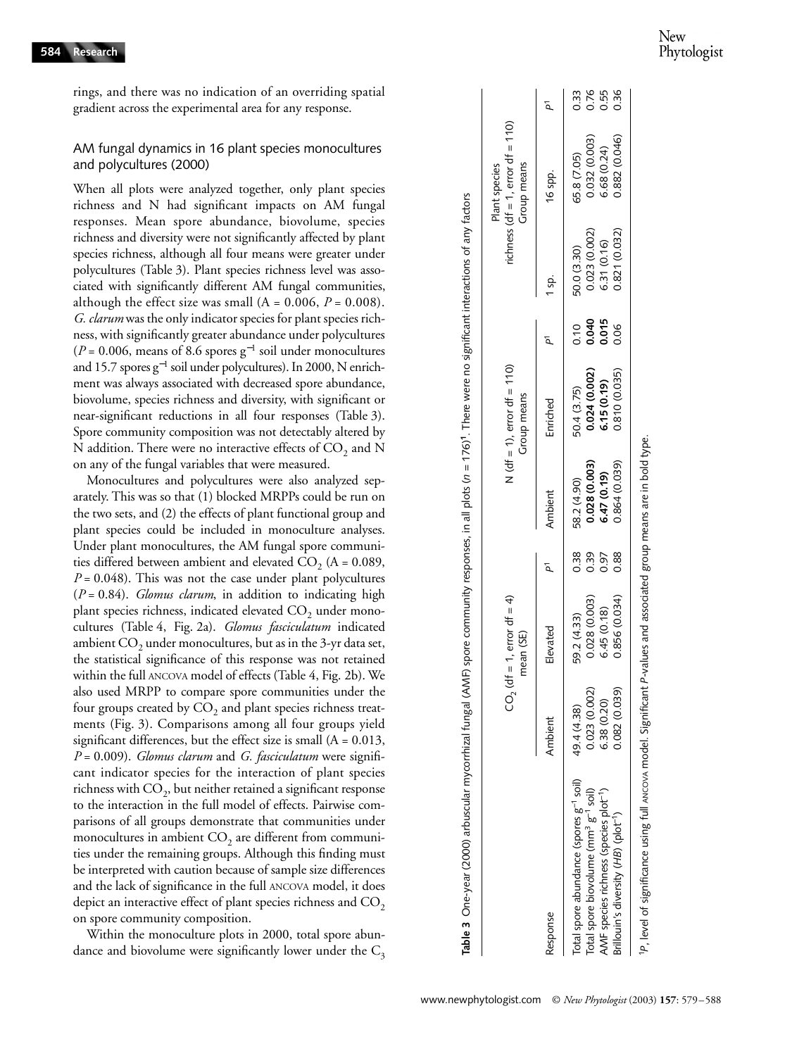rings, and there was no indication of an overriding spatial gradient across the experimental area for any response.

### AM fungal dynamics in 16 plant species monocultures and polycultures (2000)

When all plots were analyzed together, only plant species richness and N had significant impacts on AM fungal responses. Mean spore abundance, biovolume, species richness and diversity were not significantly affected by plant species richness, although all four means were greater under polycultures (Table 3). Plant species richness level was associated with significantly different AM fungal communities, although the effect size was small (A = 0.006, $P = 0.008$). *G. clarum* was the only indicator species for plant species richness, with significantly greater abundance under polycultures ($P = 0.006$, means of 8.6 spores $g^{-1}$ soil under monocultures and 15.7 spores $g^{-1}$ soil under polycultures). In 2000, N enrichment was always associated with decreased spore abundance, biovolume, species richness and diversity, with significant or near-significant reductions in all four responses (Table 3). Spore community composition was not detectably altered by N addition. There were no interactive effects of $CO_2$ and N on any of the fungal variables that were measured.

Monocultures and polycultures were also analyzed separately. This was so that (1) blocked MRPPs could be run on the two sets, and (2) the effects of plant functional group and plant species could be included in monoculture analyses. Under plant monocultures, the AM fungal spore communities differed between ambient and elevated $CO_2$ (A = 0.089, $P = 0.048$). This was not the case under plant polycultures ($P = 0.84$). *Glomus clarum*, in addition to indicating high plant species richness, indicated elevated $CO_2$ under monocultures (Table 4, Fig. 2a). *Glomus fasciculatum* indicated ambient $CO_2$ under monocultures, but as in the 3-yr data set, the statistical significance of this response was not retained within the full ANCOVA model of effects (Table 4, Fig. 2b). We also used MRPP to compare spore communities under the four groups created by $CO_2$ and plant species richness treatments (Fig. 3). Comparisons among all four groups yield significant differences, but the effect size is small (A = 0.013, $P = 0.009$). *Glomus clarum* and *G. fasciculatum* were significant indicator species for the interaction of plant species richness with $CO_2$, but neither retained a significant response to the interaction in the full model of effects. Pairwise comparisons of all groups demonstrate that communities under monocultures in ambient $CO_2$ are different from communities under the remaining groups. Although this finding must be interpreted with caution because of sample size differences and the lack of significance in the full ANCOVA model, it does depict an interactive effect of plant species richness and $CO_2$ on spore community composition.

Within the monoculture plots in 2000, total spore abundance and biovolume were significantly lower under the $C_3$

**Table 3** One-year (2000) arbuscular mycorrhizal fungal (AMF) spore community responses, in all plots ($n = 176$)[1]. There were no significant interactions of any factors

| Response | $CO_2$ (df = 1, error df = 4) mean (SE) | | | N (df = 1, error df = 110) Group means | | | Plant species richness (df = 1, error df = 110) Group means | | |
|---|---|---|---|---|---|---|---|---|---|
| | Ambient | Elevated | $P$[1] | Ambient | Enriched | $P$[1] | 1 sp. | 16 spp. | $P$[1] |
| Total spore abundance (spores $g^{-1}$ soil) | 49.4 (4.38) | 59.2 (4.33) | 0.38 | 58.2 (4.90) | 50.4 (3.75) | 0.10 | 50.0 (3.30) | 65.8 (7.05) | 0.33 |
| Total spore biovolume ($mm^3$ $g^{-1}$ soil) | 0.023 (0.002) | 0.028 (0.003) | 0.39 | **0.028 (0.003)** | **0.024 (0.002)** | **0.040** | 0.023 (0.002) | 0.032 (0.003) | 0.76 |
| AMF species richness (species $plot^{-1}$) | 6.38 (0.20) | 6.45 (0.18) | 0.97 | **6.47 (0.19)** | **6.15 (0.19)** | **0.015** | 6.31 (0.16) | 6.68 (0.24) | 0.55 |
| Brillouin's diversity (*HB*) ($plot^{-1}$) | 0.082 (0.039) | 0.856 (0.034) | 0.88 | 0.864 (0.039) | 0.810 (0.035) | 0.06 | 0.821 (0.032) | 0.882 (0.046) | 0.36 |

[1]$P$, level of significance using full ANCOVA model. Significant $P$-values and associated group means are in bold type.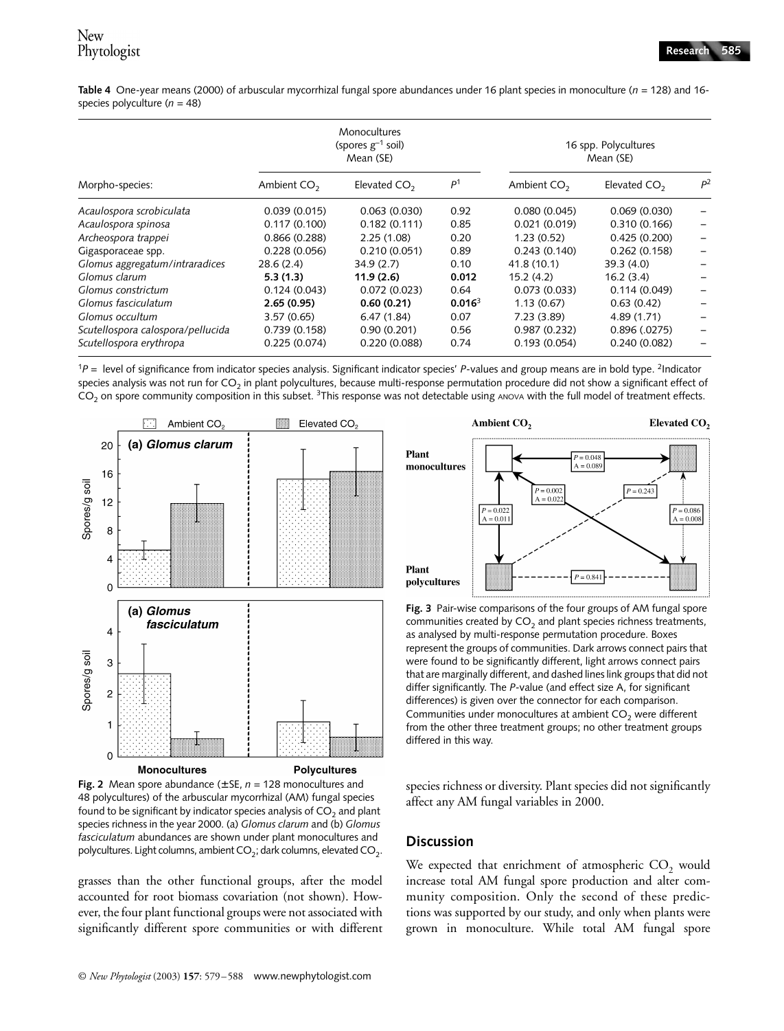**Table 4** One-year means (2000) of arbuscular mycorrhizal fungal spore abundances under 16 plant species in monoculture ($n$ = 128) and 16-species polyculture ($n$ = 48)

| Morpho-species: | Monocultures (spores $g^{-1}$ soil) Mean (SE) | | | 16 spp. Polycultures Mean (SE) | | |
|---|---|---|---|---|---|---|
| | Ambient $CO_2$ | Elevated $CO_2$ | $P^1$ | Ambient $CO_2$ | Elevated $CO_2$ | $P^2$ |
| *Acaulospora scrobiculata* | 0.039 (0.015) | 0.063 (0.030) | 0.92 | 0.080 (0.045) | 0.069 (0.030) | – |
| *Acaulospora spinosa* | 0.117 (0.100) | 0.182 (0.111) | 0.85 | 0.021 (0.019) | 0.310 (0.166) | – |
| *Archeospora trappei* | 0.866 (0.288) | 2.25 (1.08) | 0.20 | 1.23 (0.52) | 0.425 (0.200) | – |
| Gigasporaceae spp. | 0.228 (0.056) | 0.210 (0.051) | 0.89 | 0.243 (0.140) | 0.262 (0.158) | – |
| *Glomus aggregatum/intraradices* | 28.6 (2.4) | 34.9 (2.7) | 0.10 | 41.8 (10.1) | 39.3 (4.0) | – |
| *Glomus clarum* | **5.3 (1.3)** | **11.9 (2.6)** | **0.012** | 15.2 (4.2) | 16.2 (3.4) | – |
| *Glomus constrictum* | 0.124 (0.043) | 0.072 (0.023) | 0.64 | 0.073 (0.033) | 0.114 (0.049) | – |
| *Glomus fasciculatum* | **2.65 (0.95)** | **0.60 (0.21)** | **0.016**[3] | 1.13 (0.67) | 0.63 (0.42) | – |
| *Glomus occultum* | 3.57 (0.65) | 6.47 (1.84) | 0.07 | 7.23 (3.89) | 4.89 (1.71) | – |
| *Scutellospora calospora/pellucida* | 0.739 (0.158) | 0.90 (0.201) | 0.56 | 0.987 (0.232) | 0.896 (.0275) | – |
| *Scutellospora erythropa* | 0.225 (0.074) | 0.220 (0.088) | 0.74 | 0.193 (0.054) | 0.240 (0.082) | – |

[1]$P$ = level of significance from indicator species analysis. Significant indicator species' $P$-values and group means are in bold type. [2]Indicator species analysis was not run for $CO_2$ in plant polycultures, because multi-response permutation procedure did not show a significant effect of $CO_2$ on spore community composition in this subset. [3]This response was not detectable using ANOVA with the full model of treatment effects.

**Fig. 2** Mean spore abundance (±SE, $n$ = 128 monocultures and 48 polycultures) of the arbuscular mycorrhizal (AM) fungal species found to be significant by indicator species analysis of $CO_2$ and plant species richness in the year 2000. (a) *Glomus clarum* and (b) *Glomus fasciculatum* abundances are shown under plant monocultures and polycultures. Light columns, ambient $CO_2$; dark columns, elevated $CO_2$.

**Fig. 3** Pair-wise comparisons of the four groups of AM fungal spore communities created by $CO_2$ and plant species richness treatments, as analysed by multi-response permutation procedure. Boxes represent the groups of communities. Dark arrows connect pairs that were found to be significantly different, light arrows connect pairs that are marginally different, and dashed lines link groups that did not differ significantly. The $P$-value (and effect size A, for significant differences) is given over the connector for each comparison. Communities under monocultures at ambient $CO_2$ were different from the other three treatment groups; no other treatment groups differed in this way.

grasses than the other functional groups, after the model accounted for root biomass covariation (not shown). However, the four plant functional groups were not associated with significantly different spore communities or with different species richness or diversity. Plant species did not significantly affect any AM fungal variables in 2000.

## Discussion

We expected that enrichment of atmospheric $CO_2$ would increase total AM fungal spore production and alter community composition. Only the second of these predictions was supported by our study, and only when plants were grown in monoculture. While total AM fungal spore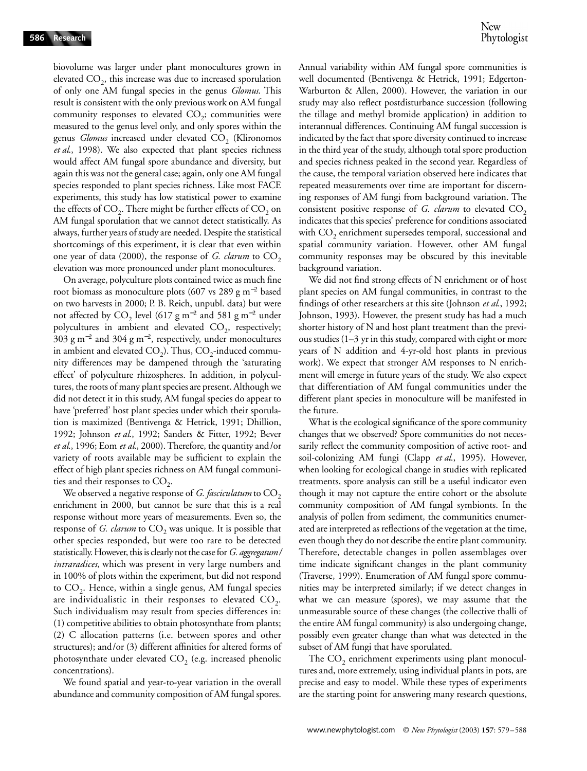biovolume was larger under plant monocultures grown in elevated $CO_2$, this increase was due to increased sporulation of only one AM fungal species in the genus *Glomus*. This result is consistent with the only previous work on AM fungal community responses to elevated $CO_2$; communities were measured to the genus level only, and only spores within the genus *Glomus* increased under elevated $CO_2$ (Klironomos *et al.*, 1998). We also expected that plant species richness would affect AM fungal spore abundance and diversity, but again this was not the general case; again, only one AM fungal species responded to plant species richness. Like most FACE experiments, this study has low statistical power to examine the effects of $CO_2$. There might be further effects of $CO_2$ on AM fungal sporulation that we cannot detect statistically. As always, further years of study are needed. Despite the statistical shortcomings of this experiment, it is clear that even within one year of data (2000), the response of *G. clarum* to $CO_2$ elevation was more pronounced under plant monocultures.

On average, polyculture plots contained twice as much fine root biomass as monoculture plots (607 vs 289 g $m^{-2}$ based on two harvests in 2000; P. B. Reich, unpubl. data) but were not affected by $CO_2$ level (617 g $m^{-2}$ and 581 g $m^{-2}$ under polycultures in ambient and elevated $CO_2$, respectively; 303 g $m^{-2}$ and 304 g $m^{-2}$, respectively, under monocultures in ambient and elevated $CO_2$). Thus, $CO_2$-induced community differences may be dampened through the 'saturating effect' of polyculture rhizospheres. In addition, in polycultures, the roots of many plant species are present. Although we did not detect it in this study, AM fungal species do appear to have 'preferred' host plant species under which their sporulation is maximized (Bentivenga & Hetrick, 1991; Dhillion, 1992; Johnson *et al.*, 1992; Sanders & Fitter, 1992; Bever *et al.*, 1996; Eom *et al.*, 2000). Therefore, the quantity and/or variety of roots available may be sufficient to explain the effect of high plant species richness on AM fungal communities and their responses to $CO_2$.

We observed a negative response of *G. fasciculatum* to $CO_2$ enrichment in 2000, but cannot be sure that this is a real response without more years of measurements. Even so, the response of *G. clarum* to $CO_2$ was unique. It is possible that other species responded, but were too rare to be detected statistically. However, this is clearly not the case for *G. aggregatum*/*intraradices*, which was present in very large numbers and in 100% of plots within the experiment, but did not respond to $CO_2$. Hence, within a single genus, AM fungal species are individualistic in their responses to elevated $CO_2$. Such individualism may result from species differences in: (1) competitive abilities to obtain photosynthate from plants; (2) C allocation patterns (i.e. between spores and other structures); and/or (3) different affinities for altered forms of photosynthate under elevated $CO_2$ (e.g. increased phenolic concentrations).

We found spatial and year-to-year variation in the overall abundance and community composition of AM fungal spores. Annual variability within AM fungal spore communities is well documented (Bentivenga & Hetrick, 1991; Edgerton-Warburton & Allen, 2000). However, the variation in our study may also reflect postdisturbance succession (following the tillage and methyl bromide application) in addition to interannual differences. Continuing AM fungal succession is indicated by the fact that spore diversity continued to increase in the third year of the study, although total spore production and species richness peaked in the second year. Regardless of the cause, the temporal variation observed here indicates that repeated measurements over time are important for discerning responses of AM fungi from background variation. The consistent positive response of *G. clarum* to elevated $CO_2$ indicates that this species' preference for conditions associated with $CO_2$ enrichment supersedes temporal, successional and spatial community variation. However, other AM fungal community responses may be obscured by this inevitable background variation.

We did not find strong effects of N enrichment or of host plant species on AM fungal communities, in contrast to the findings of other researchers at this site (Johnson *et al.*, 1992; Johnson, 1993). However, the present study has had a much shorter history of N and host plant treatment than the previous studies (1–3 yr in this study, compared with eight or more years of N addition and 4-yr-old host plants in previous work). We expect that stronger AM responses to N enrichment will emerge in future years of the study. We also expect that differentiation of AM fungal communities under the different plant species in monoculture will be manifested in the future.

What is the ecological significance of the spore community changes that we observed? Spore communities do not necessarily reflect the community composition of active root- and soil-colonizing AM fungi (Clapp *et al.*, 1995). However, when looking for ecological change in studies with replicated treatments, spore analysis can still be a useful indicator even though it may not capture the entire cohort or the absolute community composition of AM fungal symbionts. In the analysis of pollen from sediment, the communities enumerated are interpreted as reflections of the vegetation at the time, even though they do not describe the entire plant community. Therefore, detectable changes in pollen assemblages over time indicate significant changes in the plant community (Traverse, 1999). Enumeration of AM fungal spore communities may be interpreted similarly; if we detect changes in what we can measure (spores), we may assume that the unmeasurable source of these changes (the collective thalli of the entire AM fungal community) is also undergoing change, possibly even greater change than what was detected in the subset of AM fungi that have sporulated.

The $CO_2$ enrichment experiments using plant monocultures and, more extremely, using individual plants in pots, are precise and easy to model. While these types of experiments are the starting point for answering many research questions,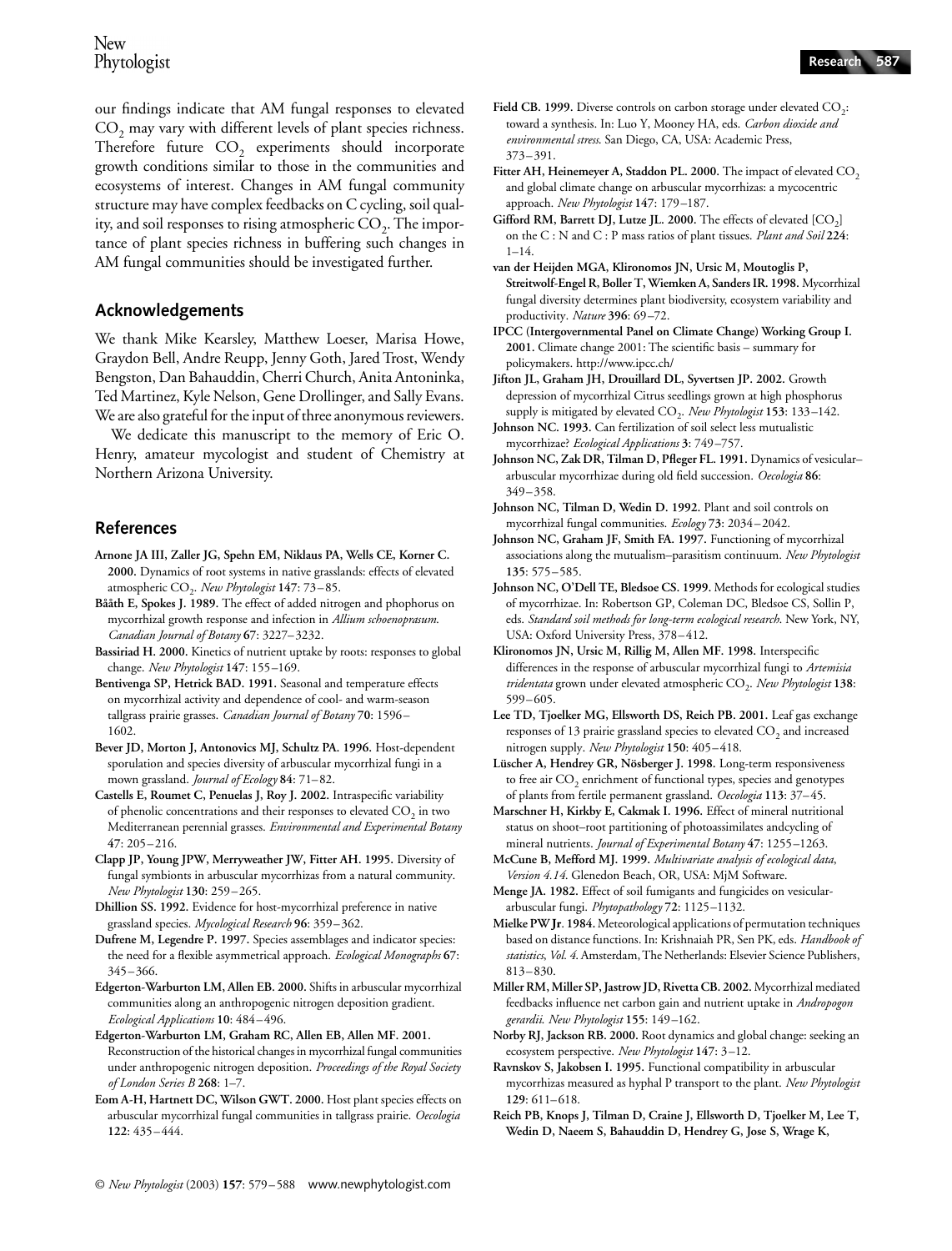our findings indicate that AM fungal responses to elevated $CO_2$ may vary with different levels of plant species richness. Therefore future $CO_2$ experiments should incorporate growth conditions similar to those in the communities and ecosystems of interest. Changes in AM fungal community structure may have complex feedbacks on C cycling, soil quality, and soil responses to rising atmospheric $CO_2$. The importance of plant species richness in buffering such changes in AM fungal communities should be investigated further.

## Acknowledgements

We thank Mike Kearsley, Matthew Loeser, Marisa Howe, Graydon Bell, Andre Reupp, Jenny Goth, Jared Trost, Wendy Bengston, Dan Bahauddin, Cherri Church, Anita Antoninka, Ted Martinez, Kyle Nelson, Gene Drollinger, and Sally Evans. We are also grateful for the input of three anonymous reviewers.

We dedicate this manuscript to the memory of Eric O. Henry, amateur mycologist and student of Chemistry at Northern Arizona University.

## References

**Arnone JA III, Zaller JG, Spehn EM, Niklaus PA, Wells CE, Korner C. 2000.** Dynamics of root systems in native grasslands: effects of elevated atmospheric $CO_2$. *New Phytologist* **147**: 73–85.

**Bååth E, Spokes J. 1989.** The effect of added nitrogen and phophorus on mycorrhizal growth response and infection in *Allium schoenoprasum*. *Canadian Journal of Botany* **67**: 3227–3232.

**Bassiriad H. 2000.** Kinetics of nutrient uptake by roots: responses to global change. *New Phytologist* **147**: 155–169.

**Bentivenga SP, Hetrick BAD. 1991.** Seasonal and temperature effects on mycorrhizal activity and dependence of cool- and warm-season tallgrass prairie grasses. *Canadian Journal of Botany* **70**: 1596–1602.

**Bever JD, Morton J, Antonovics MJ, Schultz PA. 1996.** Host-dependent sporulation and species diversity of arbuscular mycorrhizal fungi in a mown grassland. *Journal of Ecology* **84**: 71–82.

**Castells E, Roumet C, Penuelas J, Roy J. 2002.** Intraspecific variability of phenolic concentrations and their responses to elevated $CO_2$ in two Mediterranean perennial grasses. *Environmental and Experimental Botany* **47**: 205–216.

**Clapp JP, Young JPW, Merryweather JW, Fitter AH. 1995.** Diversity of fungal symbionts in arbuscular mycorrhizas from a natural community. *New Phytologist* **130**: 259–265.

**Dhillion SS. 1992.** Evidence for host-mycorrhizal preference in native grassland species. *Mycological Research* **96**: 359–362.

**Dufrene M, Legendre P. 1997.** Species assemblages and indicator species: the need for a flexible asymmetrical approach. *Ecological Monographs* **67**: 345–366.

**Edgerton-Warburton LM, Allen EB. 2000.** Shifts in arbuscular mycorrhizal communities along an anthropogenic nitrogen deposition gradient. *Ecological Applications* **10**: 484–496.

**Edgerton-Warburton LM, Graham RC, Allen EB, Allen MF. 2001.** Reconstruction of the historical changes in mycorrhizal fungal communities under anthropogenic nitrogen deposition. *Proceedings of the Royal Society of London Series B* **268**: 1–7.

**Eom A-H, Hartnett DC, Wilson GWT. 2000.** Host plant species effects on arbuscular mycorrhizal fungal communities in tallgrass prairie. *Oecologia* **122**: 435–444.

**Field CB. 1999.** Diverse controls on carbon storage under elevated $CO_2$: toward a synthesis. In: Luo Y, Mooney HA, eds. *Carbon dioxide and environmental stress.* San Diego, CA, USA: Academic Press, 373–391.

**Fitter AH, Heinemeyer A, Staddon PL. 2000.** The impact of elevated $CO_2$ and global climate change on arbuscular mycorrhizas: a mycocentric approach. *New Phytologist* **147**: 179–187.

**Gifford RM, Barrett DJ, Lutze JL. 2000.** The effects of elevated $[CO_2]$ on the C : N and C : P mass ratios of plant tissues. *Plant and Soil* **224**: 1–14.

**van der Heijden MGA, Klironomos JN, Ursic M, Moutoglis P, Streitwolf-Engel R, Boller T, Wiemken A, Sanders IR. 1998.** Mycorrhizal fungal diversity determines plant biodiversity, ecosystem variability and productivity. *Nature* **396**: 69–72.

**IPCC (Intergovernmental Panel on Climate Change) Working Group I. 2001.** Climate change 2001: The scientific basis – summary for policymakers. http://www.ipcc.ch/

**Jifton JL, Graham JH, Drouillard DL, Syvertsen JP. 2002.** Growth depression of mycorrhizal Citrus seedlings grown at high phosphorus supply is mitigated by elevated $CO_2$. *New Phytologist* **153**: 133–142.

**Johnson NC. 1993.** Can fertilization of soil select less mutualistic mycorrhizae? *Ecological Applications* **3**: 749–757.

**Johnson NC, Zak DR, Tilman D, Pfleger FL. 1991.** Dynamics of vesicular–arbuscular mycorrhizae during old field succession. *Oecologia* **86**: 349–358.

**Johnson NC, Tilman D, Wedin D. 1992.** Plant and soil controls on mycorrhizal fungal communities. *Ecology* **73**: 2034–2042.

**Johnson NC, Graham JF, Smith FA. 1997.** Functioning of mycorrhizal associations along the mutualism–parasitism continuum. *New Phytologist* **135**: 575–585.

**Johnson NC, O'Dell TE, Bledsoe CS. 1999.** Methods for ecological studies of mycorrhizae. In: Robertson GP, Coleman DC, Bledsoe CS, Sollin P, eds. *Standard soil methods for long-term ecological research.* New York, NY, USA: Oxford University Press, 378–412.

**Klironomos JN, Ursic M, Rillig M, Allen MF. 1998.** Interspecific differences in the response of arbuscular mycorrhizal fungi to *Artemisia tridentata* grown under elevated atmospheric $CO_2$. *New Phytologist* **138**: 599–605.

**Lee TD, Tjoelker MG, Ellsworth DS, Reich PB. 2001.** Leaf gas exchange responses of 13 prairie grassland species to elevated $CO_2$ and increased nitrogen supply. *New Phytologist* **150**: 405–418.

**Lüscher A, Hendrey GR, Nösberger J. 1998.** Long-term responsiveness to free air $CO_2$ enrichment of functional types, species and genotypes of plants from fertile permanent grassland. *Oecologia* **113**: 37–45.

**Marschner H, Kirkby E, Cakmak I. 1996.** Effect of mineral nutritional status on shoot–root partitioning of photoassimilates andcycling of mineral nutrients. *Journal of Experimental Botany* **47**: 1255–1263.

**McCune B, Mefford MJ. 1999.** *Multivariate analysis of ecological data, Version 4.14.* Glenedon Beach, OR, USA: MjM Software.

**Menge JA. 1982.** Effect of soil fumigants and fungicides on vesicular-arbuscular fungi. *Phytopathology* **72**: 1125–1132.

**Mielke PW Jr. 1984.** Meteorological applications of permutation techniques based on distance functions. In: Krishnaiah PR, Sen PK, eds. *Handbook of statistics, Vol. 4.* Amsterdam, The Netherlands: Elsevier Science Publishers, 813–830.

**Miller RM, Miller SP, Jastrow JD, Rivetta CB. 2002.** Mycorrhizal mediated feedbacks influence net carbon gain and nutrient uptake in *Andropogon gerardii. New Phytologist* **155**: 149–162.

**Norby RJ, Jackson RB. 2000.** Root dynamics and global change: seeking an ecosystem perspective. *New Phytologist* **147**: 3–12.

**Ravnskov S, Jakobsen I. 1995.** Functional compatibility in arbuscular mycorrhizas measured as hyphal P transport to the plant. *New Phytologist* **129**: 611–618.

**Reich PB, Knops J, Tilman D, Craine J, Ellsworth D, Tjoelker M, Lee T, Wedin D, Naeem S, Bahauddin D, Hendrey G, Jose S, Wrage K,**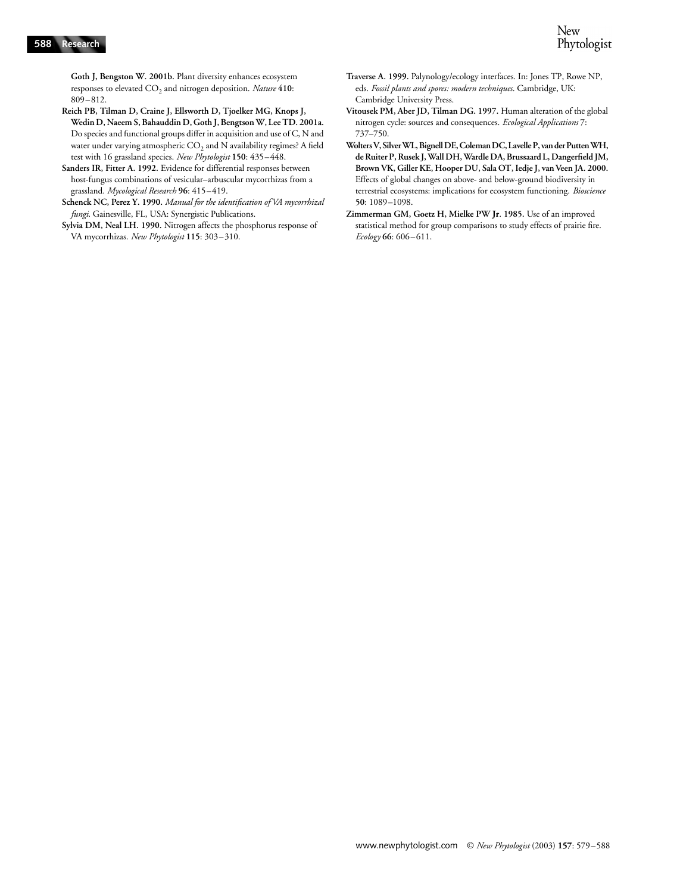Goth J, Bengston W. 2001b. Plant diversity enhances ecosystem responses to elevated $CO_2$ and nitrogen deposition. *Nature* **410**: 809–812.

**Reich PB, Tilman D, Craine J, Ellsworth D, Tjoelker MG, Knops J, Wedin D, Naeem S, Bahauddin D, Goth J, Bengtson W, Lee TD. 2001a.** Do species and functional groups differ in acquisition and use of C, N and water under varying atmospheric $CO_2$ and N availability regimes? A field test with 16 grassland species. *New Phytologist* **150**: 435–448.

**Sanders IR, Fitter A. 1992.** Evidence for differential responses between host-fungus combinations of vesicular–arbuscular mycorrhizas from a grassland. *Mycological Research* **96**: 415–419.

**Schenck NC, Perez Y. 1990.** *Manual for the identification of VA mycorrhizal fungi.* Gainesville, FL, USA: Synergistic Publications.

**Sylvia DM, Neal LH. 1990.** Nitrogen affects the phosphorus response of VA mycorrhizas. *New Phytologist* **115**: 303–310.

**Traverse A. 1999.** Palynology/ecology interfaces. In: Jones TP, Rowe NP, eds. *Fossil plants and spores: modern techniques.* Cambridge, UK: Cambridge University Press.

**Vitousek PM, Aber JD, Tilman DG. 1997.** Human alteration of the global nitrogen cycle: sources and consequences. *Ecological Applications* 7: 737–750.

**Wolters V, Silver WL, Bignell DE, Coleman DC, Lavelle P, van der Putten WH, de Ruiter P, Rusek J, Wall DH, Wardle DA, Brussaard L, Dangerfield JM, Brown VK, Giller KE, Hooper DU, Sala OT, Iedje J, van Veen JA. 2000.** Effects of global changes on above- and below-ground biodiversity in terrestrial ecosystems: implications for ecosystem functioning. *Bioscience* **50**: 1089–1098.

**Zimmerman GM, Goetz H, Mielke PW Jr. 1985.** Use of an improved statistical method for group comparisons to study effects of prairie fire. *Ecology* **66**: 606–611.